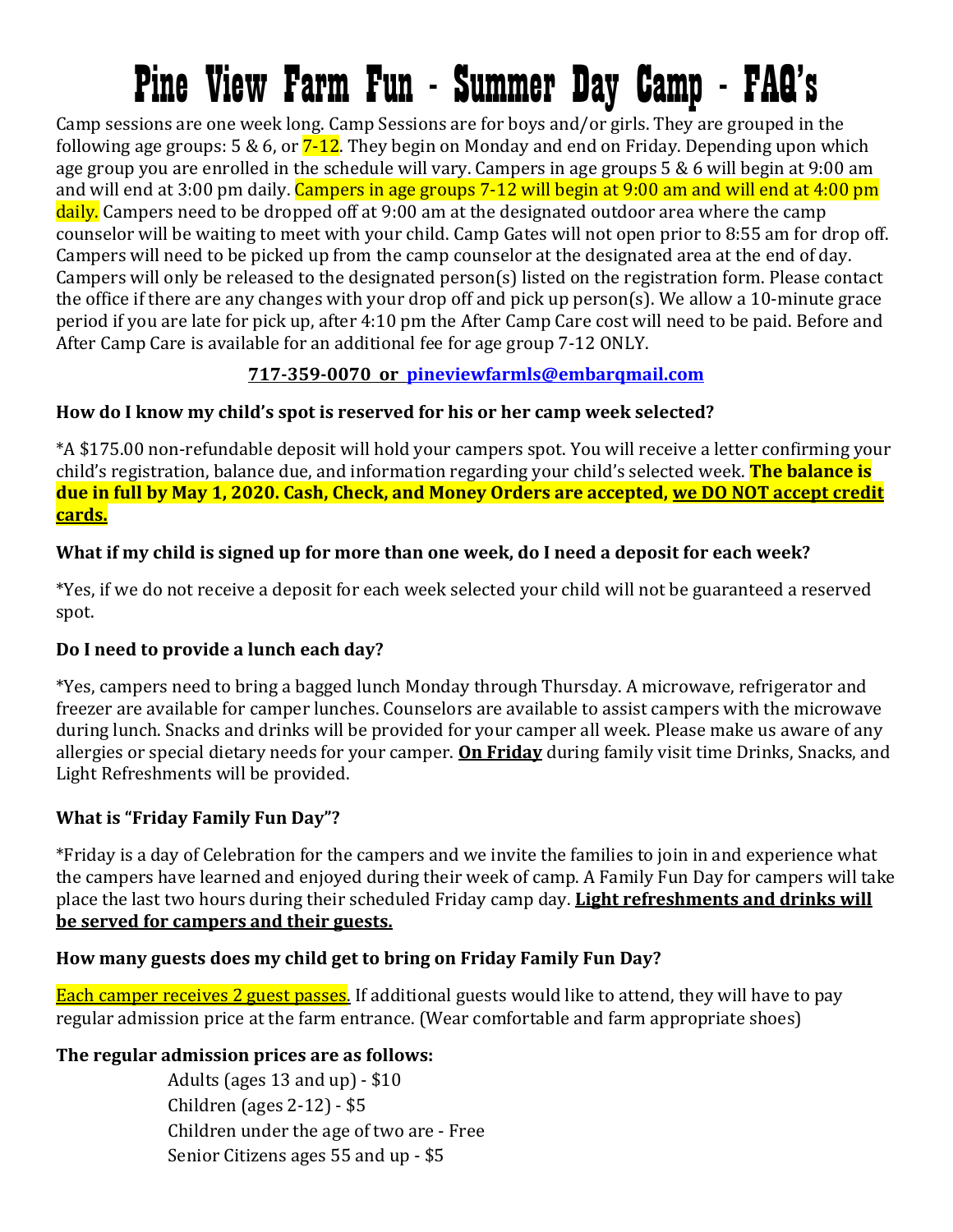# Pine View Farm Fun - Summer Day Camp - FAQ's

Camp sessions are one week long. Camp Sessions are for boys and/or girls. They are grouped in the following age groups: 5 & 6, or 7-12. They begin on Monday and end on Friday. Depending upon which age group you are enrolled in the schedule will vary. Campers in age groups 5 & 6 will begin at 9:00 am and will end at 3:00 pm daily. Campers in age groups 7-12 will begin at 9:00 am and will end at 4:00 pm daily. Campers need to be dropped off at 9:00 am at the designated outdoor area where the camp counselor will be waiting to meet with your child. Camp Gates will not open prior to 8:55 am for drop off. Campers will need to be picked up from the camp counselor at the designated area at the end of day. Campers will only be released to the designated person(s) listed on the registration form. Please contact the office if there are any changes with your drop off and pick up person(s). We allow a 10-minute grace period if you are late for pick up, after 4:10 pm the After Camp Care cost will need to be paid. Before and After Camp Care is available for an additional fee for age group 7-12 ONLY.

**717-359-0070 or pineviewfarmls@embarqmail.com**

**How do I know my child's spot is reserved for his or her camp week selected?**

*A $175.00 non-refundable deposit will hold your campers spot. You will receive a letter confirming your child's registration, balance due, and information regarding your child's selected week. **The balance is due in full by May 1, 2020. Cash, Check, and Money Orders are accepted, we DO NOT accept credit cards.**

**What if my child is signed up for more than one week, do I need a deposit for each week?**

*Yes, if we do not receive a deposit for each week selected your child will not be guaranteed a reserved spot.

**Do I need to provide a lunch each day?**

*Yes, campers need to bring a bagged lunch Monday through Thursday. A microwave, refrigerator and freezer are available for camper lunches. Counselors are available to assist campers with the microwave during lunch. Snacks and drinks will be provided for your camper all week. Please make us aware of any allergies or special dietary needs for your camper. **On Friday** during family visit time Drinks, Snacks, and Light Refreshments will be provided.

**What is "Friday Family Fun Day"?**

*Friday is a day of Celebration for the campers and we invite the families to join in and experience what the campers have learned and enjoyed during their week of camp. A Family Fun Day for campers will take place the last two hours during their scheduled Friday camp day. **Light refreshments and drinks will be served for campers and their guests.**

**How many guests does my child get to bring on Friday Family Fun Day?**

Each camper receives 2 guest passes. If additional guests would like to attend, they will have to pay regular admission price at the farm entrance. (Wear comfortable and farm appropriate shoes)

**The regular admission prices are as follows:**

- Adults (ages 13 and up) - $10
- Children (ages 2-12) - $5
- Children under the age of two are - Free
- Senior Citizens ages 55 and up - $5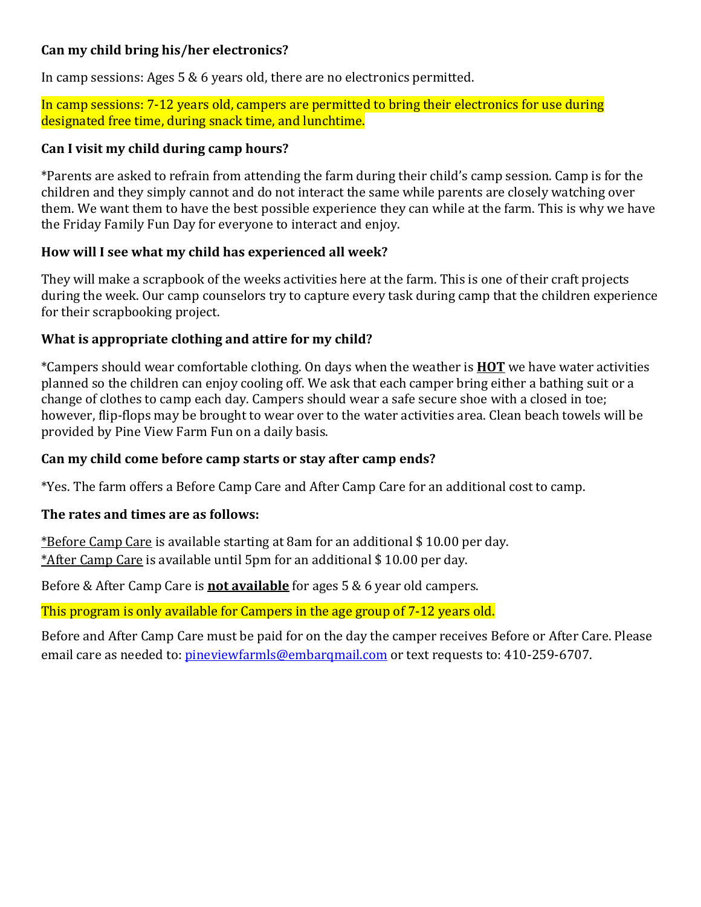**Can my child bring his/her electronics?**

In camp sessions: Ages 5 & 6 years old, there are no electronics permitted.

In camp sessions: 7-12 years old, campers are permitted to bring their electronics for use during designated free time, during snack time, and lunchtime.

**Can I visit my child during camp hours?**

*Parents are asked to refrain from attending the farm during their child's camp session. Camp is for the children and they simply cannot and do not interact the same while parents are closely watching over them. We want them to have the best possible experience they can while at the farm. This is why we have the Friday Family Fun Day for everyone to interact and enjoy.

**How will I see what my child has experienced all week?**

They will make a scrapbook of the weeks activities here at the farm. This is one of their craft projects during the week. Our camp counselors try to capture every task during camp that the children experience for their scrapbooking project.

**What is appropriate clothing and attire for my child?**

*Campers should wear comfortable clothing. On days when the weather is **HOT** we have water activities planned so the children can enjoy cooling off. We ask that each camper bring either a bathing suit or a change of clothes to camp each day. Campers should wear a safe secure shoe with a closed in toe; however, flip-flops may be brought to wear over to the water activities area. Clean beach towels will be provided by Pine View Farm Fun on a daily basis.

**Can my child come before camp starts or stay after camp ends?**

*Yes. The farm offers a Before Camp Care and After Camp Care for an additional cost to camp.

**The rates and times are as follows:**

*Before Camp Care is available starting at 8am for an additional $ 10.00 per day.
*After Camp Care is available until 5pm for an additional $ 10.00 per day.

Before & After Camp Care is **not available** for ages 5 & 6 year old campers.

This program is only available for Campers in the age group of 7-12 years old.

Before and After Camp Care must be paid for on the day the camper receives Before or After Care. Please email care as needed to: pineviewfarmls@embarqmail.com or text requests to: 410-259-6707.